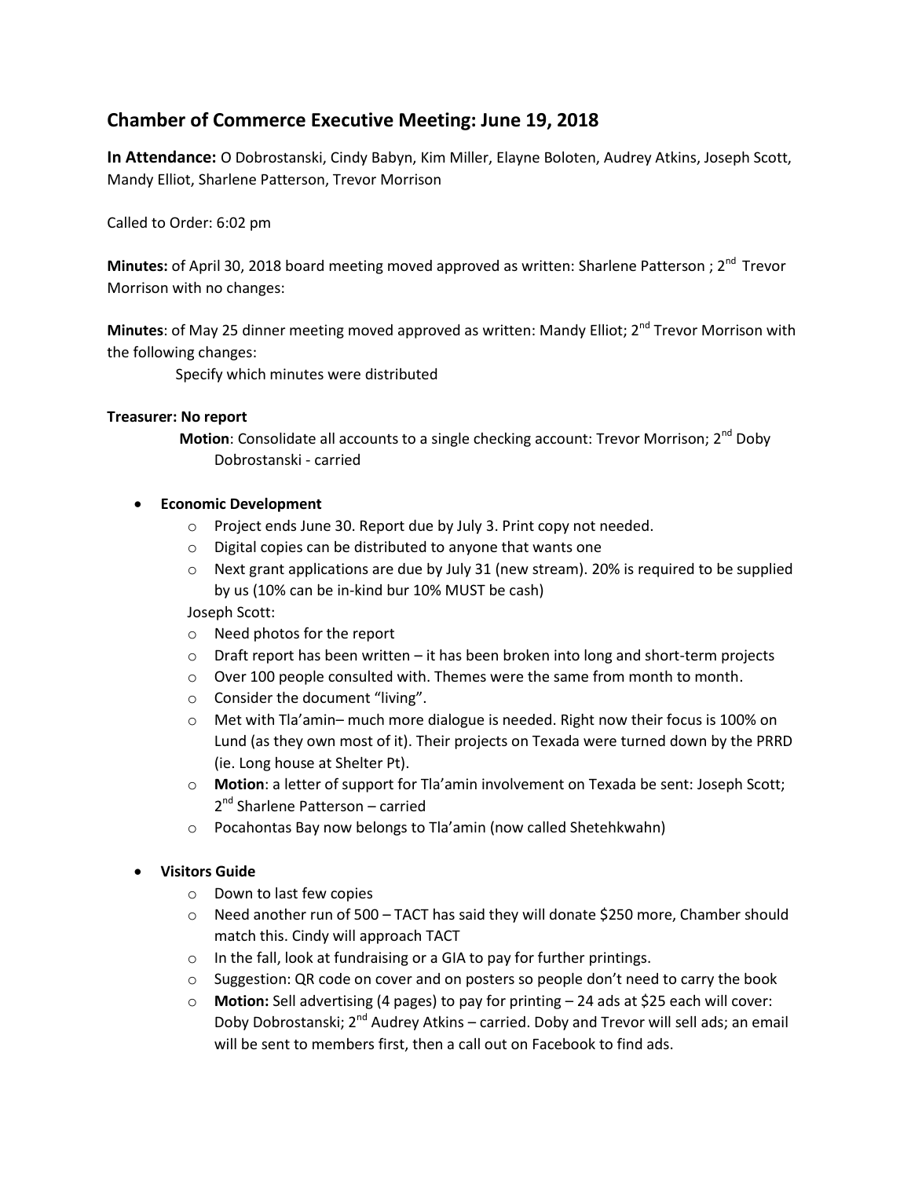## Chamber of Commerce Executive Meeting: June 19, 2018

**In Attendance:** O Dobrostanski, Cindy Babyn, Kim Miller, Elayne Boloten, Audrey Atkins, Joseph Scott, Mandy Elliot, Sharlene Patterson, Trevor Morrison

Called to Order: 6:02 pm

**Minutes:** of April 30, 2018 board meeting moved approved as written: Sharlene Patterson ; 2nd Trevor Morrison with no changes:

**Minutes**: of May 25 dinner meeting moved approved as written: Mandy Elliot; 2nd Trevor Morrison with the following changes:

Specify which minutes were distributed

**Treasurer: No report**

**Motion**: Consolidate all accounts to a single checking account: Trevor Morrison; 2nd Doby Dobrostanski - carried

- **Economic Development**
  - Project ends June 30. Report due by July 3. Print copy not needed.
  - Digital copies can be distributed to anyone that wants one
  - Next grant applications are due by July 31 (new stream). 20% is required to be supplied by us (10% can be in-kind bur 10% MUST be cash)

  Joseph Scott:
  - Need photos for the report
  - Draft report has been written – it has been broken into long and short-term projects
  - Over 100 people consulted with. Themes were the same from month to month.
  - Consider the document "living".
  - Met with Tla'amin– much more dialogue is needed. Right now their focus is 100% on Lund (as they own most of it). Their projects on Texada were turned down by the PRRD (ie. Long house at Shelter Pt).
  - **Motion**: a letter of support for Tla'amin involvement on Texada be sent: Joseph Scott; 2nd Sharlene Patterson – carried
  - Pocahontas Bay now belongs to Tla'amin (now called Shetehkwahn)

- **Visitors Guide**
  - Down to last few copies
  - Need another run of 500 – TACT has said they will donate $250 more, Chamber should match this. Cindy will approach TACT
  - In the fall, look at fundraising or a GIA to pay for further printings.
  - Suggestion: QR code on cover and on posters so people don't need to carry the book
  - **Motion:** Sell advertising (4 pages) to pay for printing – 24 ads at $25 each will cover: Doby Dobrostanski; 2nd Audrey Atkins – carried. Doby and Trevor will sell ads; an email will be sent to members first, then a call out on Facebook to find ads.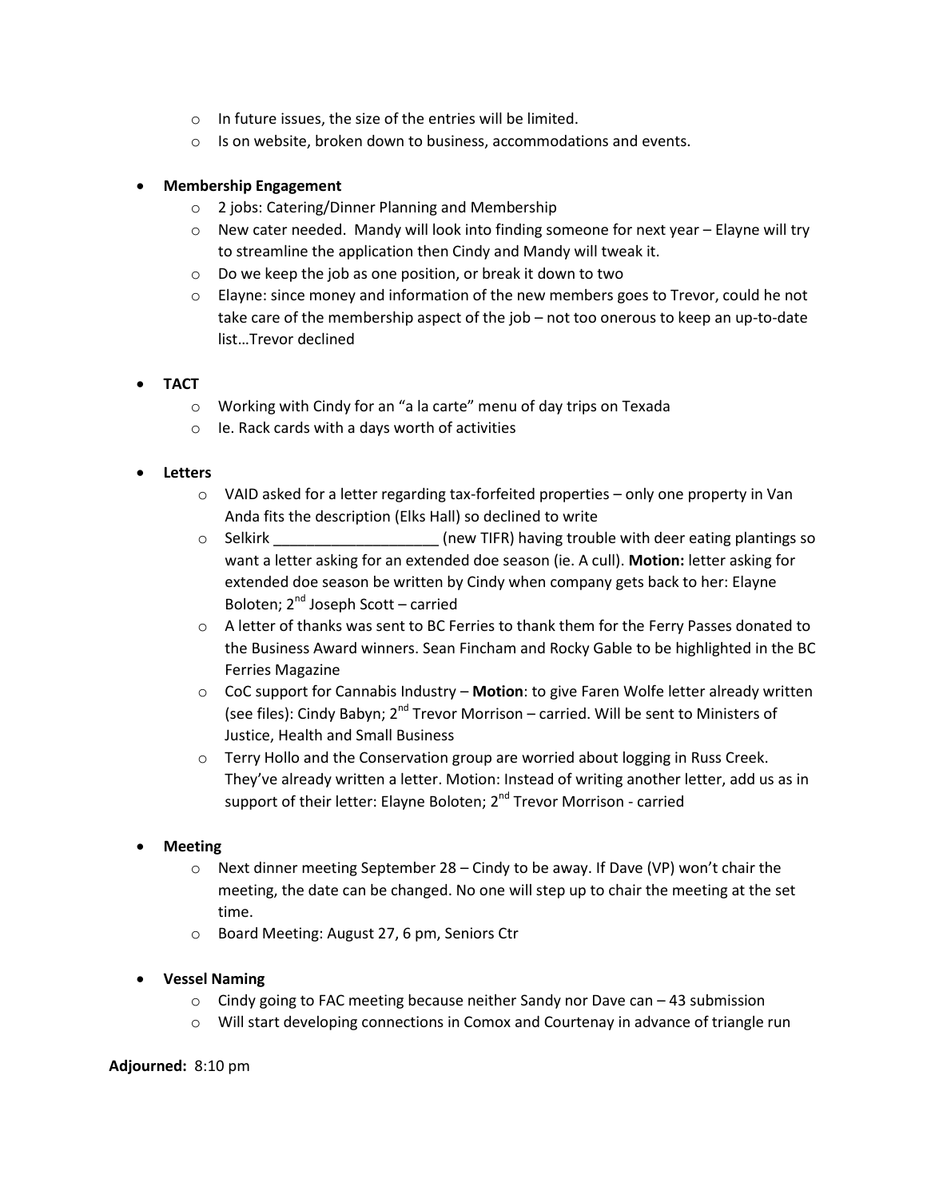- In future issues, the size of the entries will be limited.
  - Is on website, broken down to business, accommodations and events.

- **Membership Engagement**
  - 2 jobs: Catering/Dinner Planning and Membership
  - New cater needed. Mandy will look into finding someone for next year – Elayne will try to streamline the application then Cindy and Mandy will tweak it.
  - Do we keep the job as one position, or break it down to two
  - Elayne: since money and information of the new members goes to Trevor, could he not take care of the membership aspect of the job – not too onerous to keep an up-to-date list…Trevor declined

- **TACT**
  - Working with Cindy for an "a la carte" menu of day trips on Texada
  - Ie. Rack cards with a days worth of activities

- **Letters**
  - VAID asked for a letter regarding tax-forfeited properties – only one property in Van Anda fits the description (Elks Hall) so declined to write
  - Selkirk ____________________ (new TIFR) having trouble with deer eating plantings so want a letter asking for an extended doe season (ie. A cull). **Motion:** letter asking for extended doe season be written by Cindy when company gets back to her: Elayne Boloten; 2nd Joseph Scott – carried
  - A letter of thanks was sent to BC Ferries to thank them for the Ferry Passes donated to the Business Award winners. Sean Fincham and Rocky Gable to be highlighted in the BC Ferries Magazine
  - CoC support for Cannabis Industry – **Motion**: to give Faren Wolfe letter already written (see files): Cindy Babyn; 2nd Trevor Morrison – carried. Will be sent to Ministers of Justice, Health and Small Business
  - Terry Hollo and the Conservation group are worried about logging in Russ Creek. They've already written a letter. Motion: Instead of writing another letter, add us as in support of their letter: Elayne Boloten; 2nd Trevor Morrison - carried

- **Meeting**
  - Next dinner meeting September 28 – Cindy to be away. If Dave (VP) won't chair the meeting, the date can be changed. No one will step up to chair the meeting at the set time.
  - Board Meeting: August 27, 6 pm, Seniors Ctr

- **Vessel Naming**
  - Cindy going to FAC meeting because neither Sandy nor Dave can – 43 submission
  - Will start developing connections in Comox and Courtenay in advance of triangle run

**Adjourned:** 8:10 pm